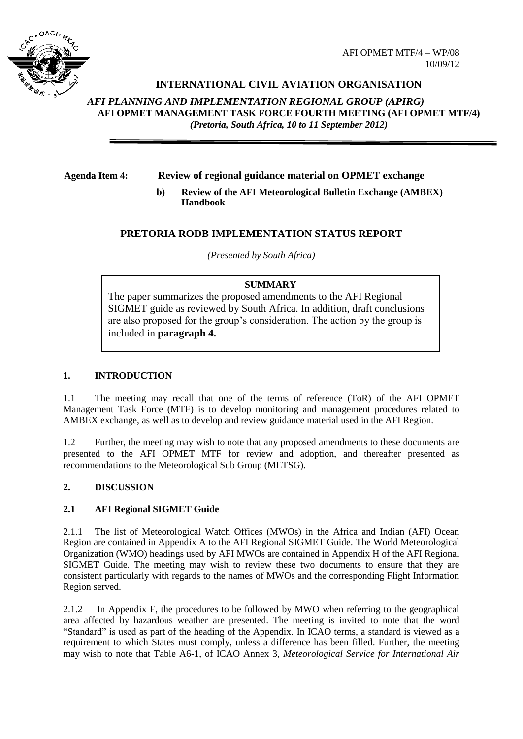AFI OPMET MTF/4 – WP/08
10/09/12

**INTERNATIONAL CIVIL AVIATION ORGANISATION**

*AFI PLANNING AND IMPLEMENTATION REGIONAL GROUP (APIRG)*
**AFI OPMET MANAGEMENT TASK FORCE FOURTH MEETING (AFI OPMET MTF/4)**
*(Pretoria, South Africa, 10 to 11 September 2012)*

---

**Agenda Item 4: Review of regional guidance material on OPMET exchange**

**b) Review of the AFI Meteorological Bulletin Exchange (AMBEX) Handbook**

## PRETORIA RODB IMPLEMENTATION STATUS REPORT

*(Presented by South Africa)*

**SUMMARY**

The paper summarizes the proposed amendments to the AFI Regional SIGMET guide as reviewed by South Africa. In addition, draft conclusions are also proposed for the group's consideration. The action by the group is included in **paragraph 4.**

### 1. INTRODUCTION

1.1 The meeting may recall that one of the terms of reference (ToR) of the AFI OPMET Management Task Force (MTF) is to develop monitoring and management procedures related to AMBEX exchange, as well as to develop and review guidance material used in the AFI Region.

1.2 Further, the meeting may wish to note that any proposed amendments to these documents are presented to the AFI OPMET MTF for review and adoption, and thereafter presented as recommendations to the Meteorological Sub Group (METSG).

### 2. DISCUSSION

#### 2.1 AFI Regional SIGMET Guide

2.1.1 The list of Meteorological Watch Offices (MWOs) in the Africa and Indian (AFI) Ocean Region are contained in Appendix A to the AFI Regional SIGMET Guide. The World Meteorological Organization (WMO) headings used by AFI MWOs are contained in Appendix H of the AFI Regional SIGMET Guide. The meeting may wish to review these two documents to ensure that they are consistent particularly with regards to the names of MWOs and the corresponding Flight Information Region served.

2.1.2 In Appendix F, the procedures to be followed by MWO when referring to the geographical area affected by hazardous weather are presented. The meeting is invited to note that the word "Standard" is used as part of the heading of the Appendix. In ICAO terms, a standard is viewed as a requirement to which States must comply, unless a difference has been filled. Further, the meeting may wish to note that Table A6-1, of ICAO Annex 3, *Meteorological Service for International Air*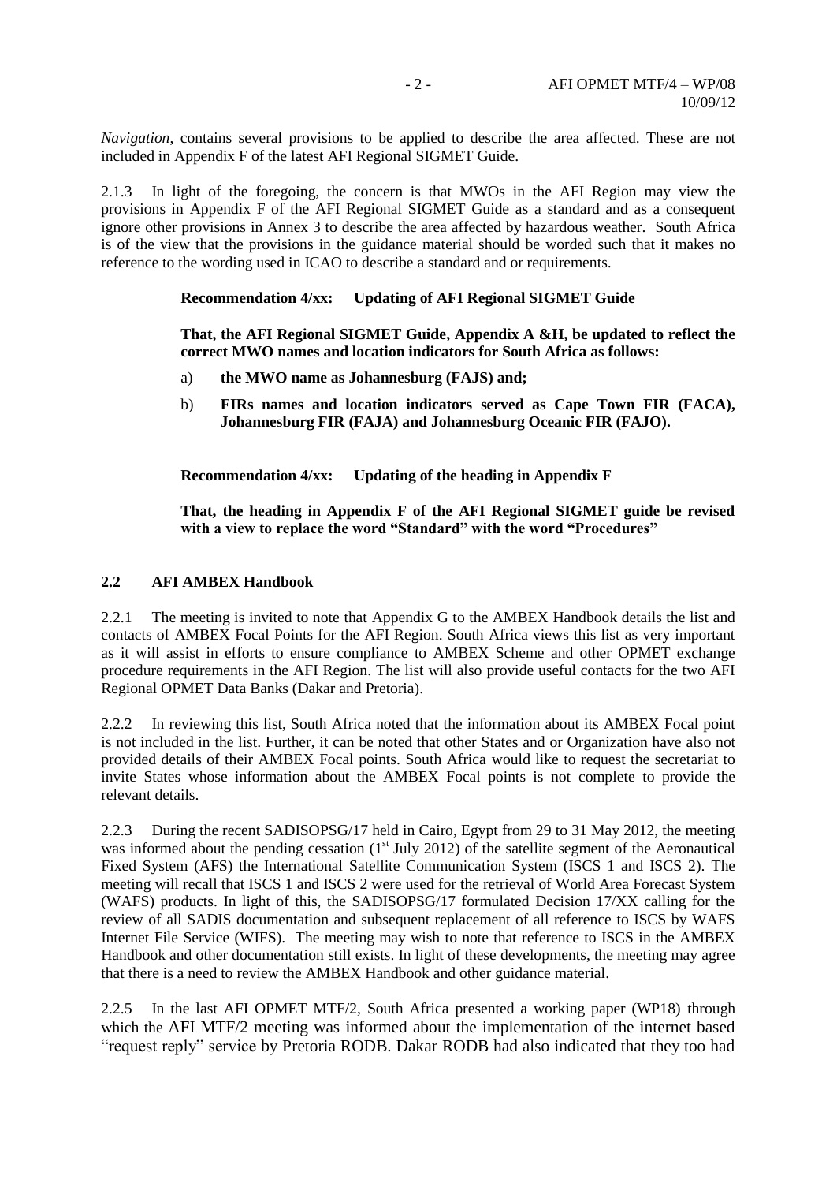*Navigation,* contains several provisions to be applied to describe the area affected. These are not included in Appendix F of the latest AFI Regional SIGMET Guide.

2.1.3 In light of the foregoing, the concern is that MWOs in the AFI Region may view the provisions in Appendix F of the AFI Regional SIGMET Guide as a standard and as a consequent ignore other provisions in Annex 3 to describe the area affected by hazardous weather. South Africa is of the view that the provisions in the guidance material should be worded such that it makes no reference to the wording used in ICAO to describe a standard and or requirements.

**Recommendation 4/xx: Updating of AFI Regional SIGMET Guide**

**That, the AFI Regional SIGMET Guide, Appendix A &H, be updated to reflect the correct MWO names and location indicators for South Africa as follows:**

a) **the MWO name as Johannesburg (FAJS) and;**

b) **FIRs names and location indicators served as Cape Town FIR (FACA), Johannesburg FIR (FAJA) and Johannesburg Oceanic FIR (FAJO).**

**Recommendation 4/xx: Updating of the heading in Appendix F**

**That, the heading in Appendix F of the AFI Regional SIGMET guide be revised with a view to replace the word "Standard" with the word "Procedures"**

## 2.2 AFI AMBEX Handbook

2.2.1 The meeting is invited to note that Appendix G to the AMBEX Handbook details the list and contacts of AMBEX Focal Points for the AFI Region. South Africa views this list as very important as it will assist in efforts to ensure compliance to AMBEX Scheme and other OPMET exchange procedure requirements in the AFI Region. The list will also provide useful contacts for the two AFI Regional OPMET Data Banks (Dakar and Pretoria).

2.2.2 In reviewing this list, South Africa noted that the information about its AMBEX Focal point is not included in the list. Further, it can be noted that other States and or Organization have also not provided details of their AMBEX Focal points. South Africa would like to request the secretariat to invite States whose information about the AMBEX Focal points is not complete to provide the relevant details.

2.2.3 During the recent SADISOPSG/17 held in Cairo, Egypt from 29 to 31 May 2012, the meeting was informed about the pending cessation (1st July 2012) of the satellite segment of the Aeronautical Fixed System (AFS) the International Satellite Communication System (ISCS 1 and ISCS 2). The meeting will recall that ISCS 1 and ISCS 2 were used for the retrieval of World Area Forecast System (WAFS) products. In light of this, the SADISOPSG/17 formulated Decision 17/XX calling for the review of all SADIS documentation and subsequent replacement of all reference to ISCS by WAFS Internet File Service (WIFS). The meeting may wish to note that reference to ISCS in the AMBEX Handbook and other documentation still exists. In light of these developments, the meeting may agree that there is a need to review the AMBEX Handbook and other guidance material.

2.2.5 In the last AFI OPMET MTF/2, South Africa presented a working paper (WP18) through which the AFI MTF/2 meeting was informed about the implementation of the internet based "request reply" service by Pretoria RODB. Dakar RODB had also indicated that they too had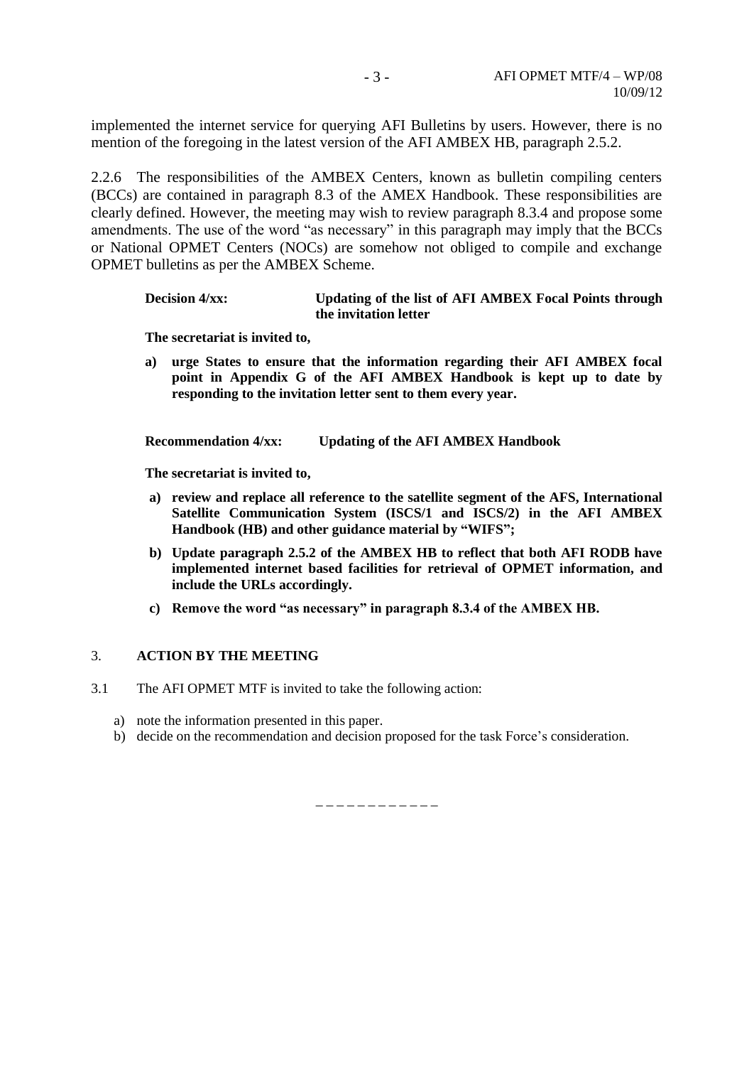implemented the internet service for querying AFI Bulletins by users. However, there is no mention of the foregoing in the latest version of the AFI AMBEX HB, paragraph 2.5.2.

2.2.6 The responsibilities of the AMBEX Centers, known as bulletin compiling centers (BCCs) are contained in paragraph 8.3 of the AMEX Handbook. These responsibilities are clearly defined. However, the meeting may wish to review paragraph 8.3.4 and propose some amendments. The use of the word "as necessary" in this paragraph may imply that the BCCs or National OPMET Centers (NOCs) are somehow not obliged to compile and exchange OPMET bulletins as per the AMBEX Scheme.

**Decision 4/xx: Updating of the list of AFI AMBEX Focal Points through the invitation letter**

**The secretariat is invited to,**

**a) urge States to ensure that the information regarding their AFI AMBEX focal point in Appendix G of the AFI AMBEX Handbook is kept up to date by responding to the invitation letter sent to them every year.**

**Recommendation 4/xx: Updating of the AFI AMBEX Handbook**

**The secretariat is invited to,**

**a) review and replace all reference to the satellite segment of the AFS, International Satellite Communication System (ISCS/1 and ISCS/2) in the AFI AMBEX Handbook (HB) and other guidance material by "WIFS";**

**b) Update paragraph 2.5.2 of the AMBEX HB to reflect that both AFI RODB have implemented internet based facilities for retrieval of OPMET information, and include the URLs accordingly.**

**c) Remove the word "as necessary" in paragraph 8.3.4 of the AMBEX HB.**

## 3. ACTION BY THE MEETING

3.1 The AFI OPMET MTF is invited to take the following action:

a) note the information presented in this paper.

b) decide on the recommendation and decision proposed for the task Force's consideration.

\_ \_ \_ \_ \_ \_ \_ \_ \_ \_ \_ \_